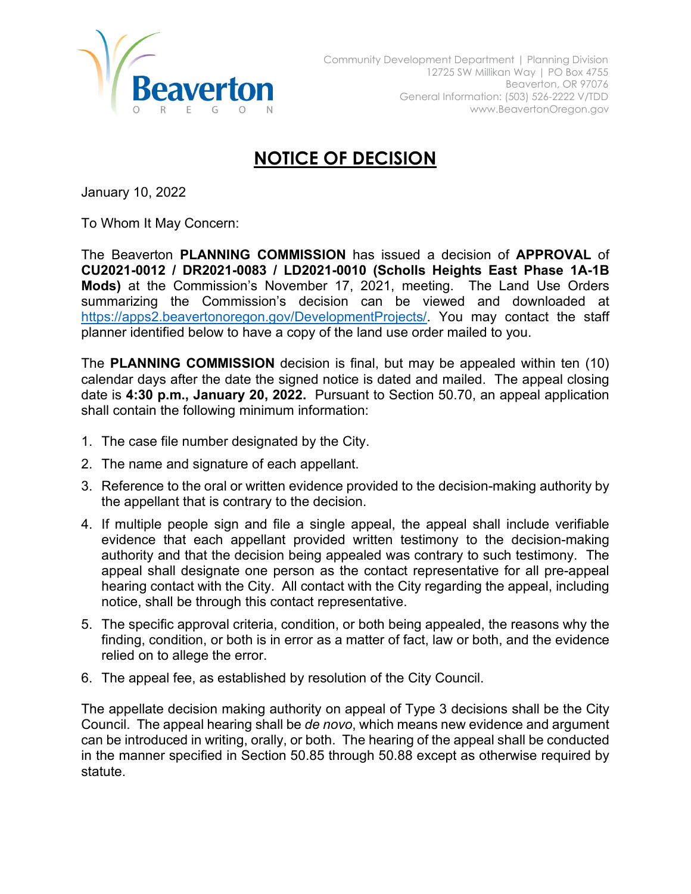Community Development Department | Planning Division
12725 SW Millikan Way | PO Box 4755
Beaverton, OR 97076
General Information: (503) 526-2222 V/TDD
www.BeavertonOregon.gov

# NOTICE OF DECISION

January 10, 2022

To Whom It May Concern:

The Beaverton **PLANNING COMMISSION** has issued a decision of **APPROVAL** of **CU2021-0012 / DR2021-0083 / LD2021-0010 (Scholls Heights East Phase 1A-1B Mods)** at the Commission's November 17, 2021, meeting. The Land Use Orders summarizing the Commission's decision can be viewed and downloaded at https://apps2.beavertonoregon.gov/DevelopmentProjects/. You may contact the staff planner identified below to have a copy of the land use order mailed to you.

The **PLANNING COMMISSION** decision is final, but may be appealed within ten (10) calendar days after the date the signed notice is dated and mailed. The appeal closing date is **4:30 p.m., January 20, 2022.** Pursuant to Section 50.70, an appeal application shall contain the following minimum information:

1. The case file number designated by the City.
2. The name and signature of each appellant.
3. Reference to the oral or written evidence provided to the decision-making authority by the appellant that is contrary to the decision.
4. If multiple people sign and file a single appeal, the appeal shall include verifiable evidence that each appellant provided written testimony to the decision-making authority and that the decision being appealed was contrary to such testimony. The appeal shall designate one person as the contact representative for all pre-appeal hearing contact with the City. All contact with the City regarding the appeal, including notice, shall be through this contact representative.
5. The specific approval criteria, condition, or both being appealed, the reasons why the finding, condition, or both is in error as a matter of fact, law or both, and the evidence relied on to allege the error.
6. The appeal fee, as established by resolution of the City Council.

The appellate decision making authority on appeal of Type 3 decisions shall be the City Council. The appeal hearing shall be *de novo*, which means new evidence and argument can be introduced in writing, orally, or both. The hearing of the appeal shall be conducted in the manner specified in Section 50.85 through 50.88 except as otherwise required by statute.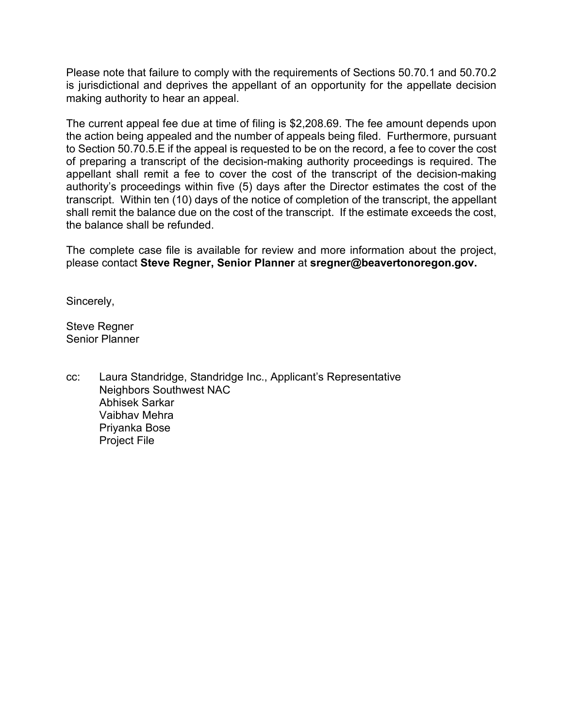Please note that failure to comply with the requirements of Sections 50.70.1 and 50.70.2 is jurisdictional and deprives the appellant of an opportunity for the appellate decision making authority to hear an appeal.

The current appeal fee due at time of filing is $2,208.69. The fee amount depends upon the action being appealed and the number of appeals being filed. Furthermore, pursuant to Section 50.70.5.E if the appeal is requested to be on the record, a fee to cover the cost of preparing a transcript of the decision-making authority proceedings is required. The appellant shall remit a fee to cover the cost of the transcript of the decision-making authority's proceedings within five (5) days after the Director estimates the cost of the transcript. Within ten (10) days of the notice of completion of the transcript, the appellant shall remit the balance due on the cost of the transcript. If the estimate exceeds the cost, the balance shall be refunded.

The complete case file is available for review and more information about the project, please contact **Steve Regner, Senior Planner** at **sregner@beavertonoregon.gov.**

Sincerely,

Steve Regner
Senior Planner

cc: Laura Standridge, Standridge Inc., Applicant's Representative
Neighbors Southwest NAC
Abhisek Sarkar
Vaibhav Mehra
Priyanka Bose
Project File